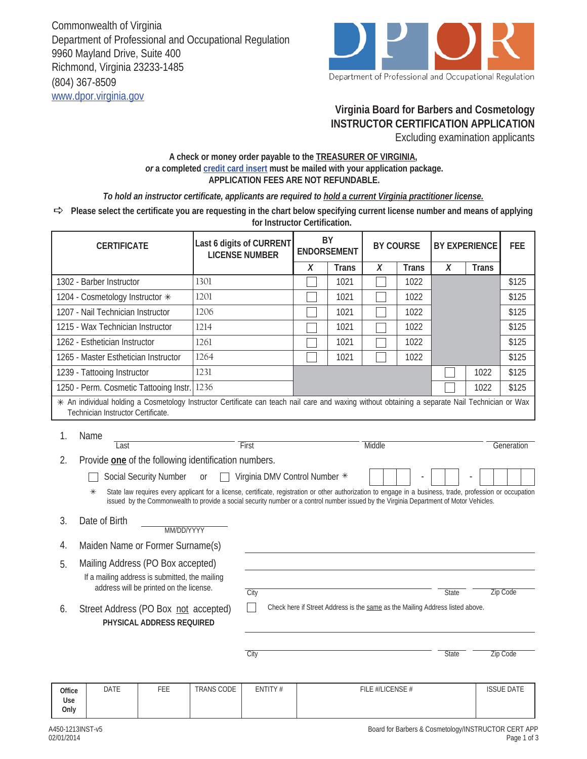Commonwealth of Virginia
Department of Professional and Occupational Regulation
9960 Mayland Drive, Suite 400
Richmond, Virginia 23233-1485
(804) 367-8509
www.dpor.virginia.gov

Department of Professional and Occupational Regulation

## Virginia Board for Barbers and Cosmetology
## INSTRUCTOR CERTIFICATION APPLICATION
Excluding examination applicants

**A check or money order payable to the TREASURER OF VIRGINIA,**
***or* a completed credit card insert must be mailed with your application package.**
**APPLICATION FEES ARE NOT REFUNDABLE.**

***To hold an instructor certificate, applicants are required to hold a current Virginia practitioner license.***

⇨ **Please select the certificate you are requesting in the chart below specifying current license number and means of applying for Instructor Certification.**

| CERTIFICATE | Last 6 digits of CURRENT LICENSE NUMBER | BY ENDORSEMENT | | BY COURSE | | BY EXPERIENCE | | FEE |
|---|---|---|---|---|---|---|---|---|
| | | X | Trans | X | Trans | X | Trans | |
| 1302 - Barber Instructor | 1301 | ☐ | 1021 | ☐ | 1022 | | | $125 |
| 1204 - Cosmetology Instructor ✳ | 1201 | ☐ | 1021 | ☐ | 1022 | | | $125 |
| 1207 - Nail Technician Instructor | 1206 | ☐ | 1021 | ☐ | 1022 | | | $125 |
| 1215 - Wax Technician Instructor | 1214 | ☐ | 1021 | ☐ | 1022 | | | $125 |
| 1262 - Esthetician Instructor | 1261 | ☐ | 1021 | ☐ | 1022 | | | $125 |
| 1265 - Master Esthetician Instructor | 1264 | ☐ | 1021 | ☐ | 1022 | | | $125 |
| 1239 - Tattooing Instructor | 1231 | | | | | ☐ | 1022 | $125 |
| 1250 - Perm. Cosmetic Tattooing Instr. | 1236 | | | | | ☐ | 1022 | $125 |

✳ An individual holding a Cosmetology Instructor Certificate can teach nail care and waxing without obtaining a separate Nail Technician or Wax Technician Instructor Certificate.

1. Name ______ Last ______ First ______ Middle ______ Generation

2. Provide **one** of the following identification numbers.

   ☐ Social Security Number or ☐ Virginia DMV Control Number ✳ ☐☐☐ - ☐☐ - ☐☐☐☐

   ✳ State law requires every applicant for a license, certificate, registration or other authorization to engage in a business, trade, profession or occupation issued by the Commonwealth to provide a social security number or a control number issued by the Virginia Department of Motor Vehicles.

3. Date of Birth ______ MM/DD/YYYY

4. Maiden Name or Former Surname(s) ______

5. Mailing Address (PO Box accepted) ______
   If a mailing address is submitted, the mailing address will be printed on the license.
   City ______ State ______ Zip Code ______

6. Street Address (PO Box not accepted) ☐ Check here if Street Address is the same as the Mailing Address listed above.
   **PHYSICAL ADDRESS REQUIRED**
   ______
   City ______ State ______ Zip Code ______

| Office Use Only | DATE | FEE | TRANS CODE | ENTITY # | FILE #/LICENSE # | ISSUE DATE |
|---|---|---|---|---|---|---|
| | | | | | | |

A450-1213INST-v5
02/01/2014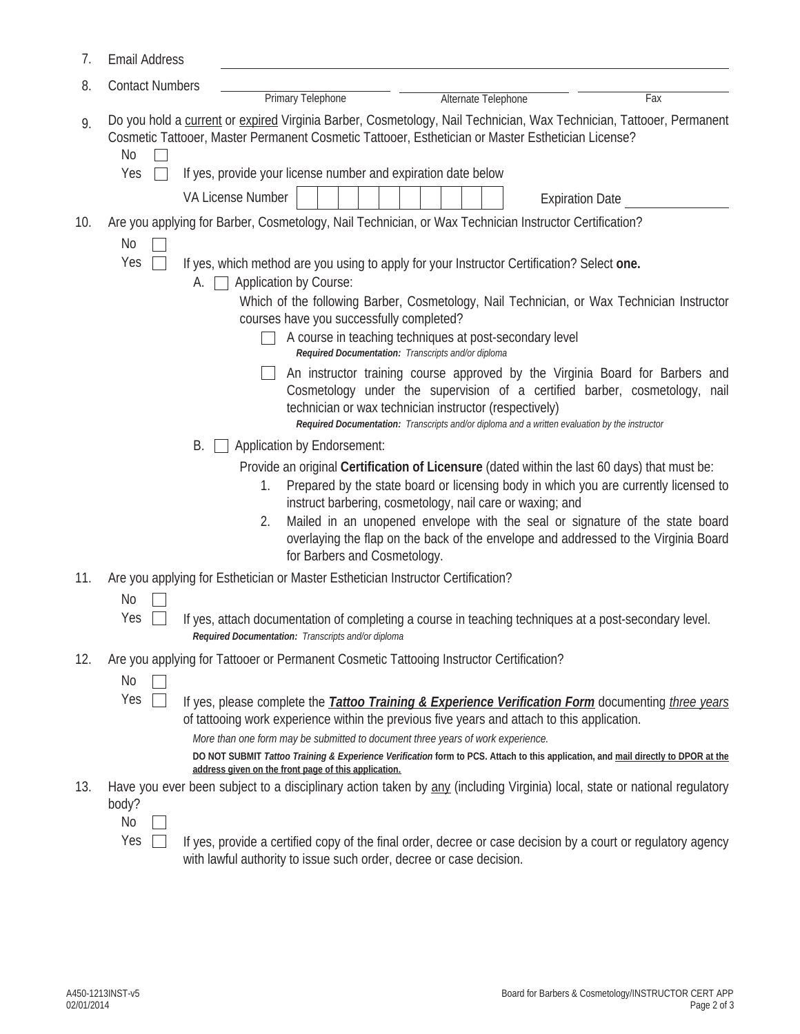7. Email Address \_\_\_\_\_\_\_\_\_\_\_\_\_\_\_\_\_\_\_\_\_\_\_\_\_\_\_\_\_\_

8. Contact Numbers \_\_\_\_\_\_\_\_\_\_\_\_\_\_\_\_ \_\_\_\_\_\_\_\_\_\_\_\_\_\_\_\_ \_\_\_\_\_\_\_\_\_\_\_\_\_\_\_\_
   Primary Telephone — Alternate Telephone — Fax

9. Do you hold a current or expired Virginia Barber, Cosmetology, Nail Technician, Wax Technician, Tattooer, Permanent Cosmetic Tattooer, Master Permanent Cosmetic Tattooer, Esthetician or Master Esthetician License?

   ☐ No
   ☐ Yes — If yes, provide your license number and expiration date below

   VA License Number ☐☐☐☐☐☐☐☐☐☐☐ Expiration Date \_\_\_\_\_\_\_\_\_\_

10. Are you applying for Barber, Cosmetology, Nail Technician, or Wax Technician Instructor Certification?

    ☐ No
    ☐ Yes — If yes, which method are you using to apply for your Instructor Certification? Select **one.**

    A. ☐ Application by Course:

    Which of the following Barber, Cosmetology, Nail Technician, or Wax Technician Instructor courses have you successfully completed?

    ☐ A course in teaching techniques at post-secondary level
    ***Required Documentation:** Transcripts and/or diploma*

    ☐ An instructor training course approved by the Virginia Board for Barbers and Cosmetology under the supervision of a certified barber, cosmetology, nail technician or wax technician instructor (respectively)
    ***Required Documentation:** Transcripts and/or diploma and a written evaluation by the instructor*

    B. ☐ Application by Endorsement:

    Provide an original **Certification of Licensure** (dated within the last 60 days) that must be:

    1. Prepared by the state board or licensing body in which you are currently licensed to instruct barbering, cosmetology, nail care or waxing; and
    2. Mailed in an unopened envelope with the seal or signature of the state board overlaying the flap on the back of the envelope and addressed to the Virginia Board for Barbers and Cosmetology.

11. Are you applying for Esthetician or Master Esthetician Instructor Certification?

    ☐ No
    ☐ Yes — If yes, attach documentation of completing a course in teaching techniques at a post-secondary level.
    ***Required Documentation:** Transcripts and/or diploma*

12. Are you applying for Tattooer or Permanent Cosmetic Tattooing Instructor Certification?

    ☐ No
    ☐ Yes — If yes, please complete the ***Tattoo Training & Experience Verification Form*** documenting *three years* of tattooing work experience within the previous five years and attach to this application.

    *More than one form may be submitted to document three years of work experience.*

    **DO NOT SUBMIT *Tattoo Training & Experience Verification* form to PCS. Attach to this application, and mail directly to DPOR at the address given on the front page of this application.**

13. Have you ever been subject to a disciplinary action taken by any (including Virginia) local, state or national regulatory body?

    ☐ No
    ☐ Yes — If yes, provide a certified copy of the final order, decree or case decision by a court or regulatory agency with lawful authority to issue such order, decree or case decision.

A450-1213INST-v5
02/01/2014

Board for Barbers & Cosmetology/INSTRUCTOR CERT APP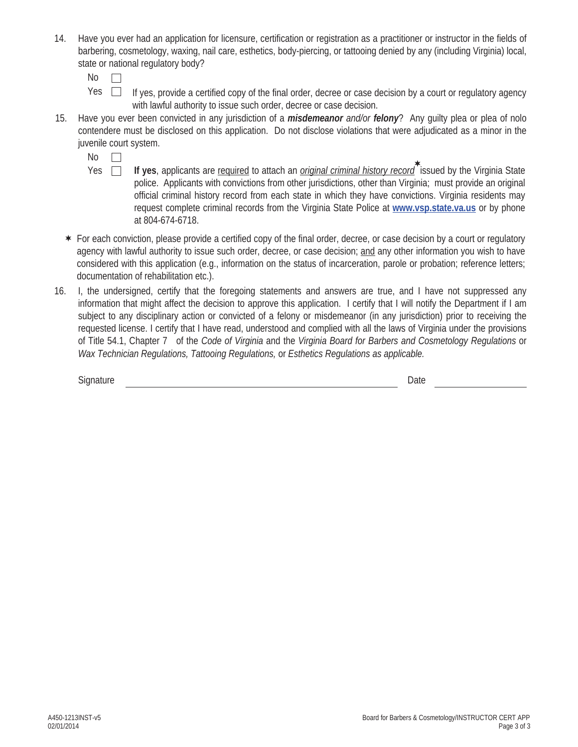14. Have you ever had an application for licensure, certification or registration as a practitioner or instructor in the fields of barbering, cosmetology, waxing, nail care, esthetics, body-piercing, or tattooing denied by any (including Virginia) local, state or national regulatory body?

    No ☐

    Yes ☐ If yes, provide a certified copy of the final order, decree or case decision by a court or regulatory agency with lawful authority to issue such order, decree or case decision.

15. Have you ever been convicted in any jurisdiction of a ***misdemeanor*** *and/or* ***felony***? Any guilty plea or plea of nolo contendere must be disclosed on this application. Do not disclose violations that were adjudicated as a minor in the juvenile court system.

    No ☐

    Yes ☐ **If yes**, applicants are <u>required</u> to attach an *<u>original criminal history record</u>* ✶ issued by the Virginia State police. Applicants with convictions from other jurisdictions, other than Virginia; must provide an original official criminal history record from each state in which they have convictions. Virginia residents may request complete criminal records from the Virginia State Police at **www.vsp.state.va.us** or by phone at 804-674-6718.

✶ For each conviction, please provide a certified copy of the final order, decree, or case decision by a court or regulatory agency with lawful authority to issue such order, decree, or case decision; <u>and</u> any other information you wish to have considered with this application (e.g., information on the status of incarceration, parole or probation; reference letters; documentation of rehabilitation etc.).

16. I, the undersigned, certify that the foregoing statements and answers are true, and I have not suppressed any information that might affect the decision to approve this application. I certify that I will notify the Department if I am subject to any disciplinary action or convicted of a felony or misdemeanor (in any jurisdiction) prior to receiving the requested license. I certify that I have read, understood and complied with all the laws of Virginia under the provisions of Title 54.1, Chapter 7 of the *Code of Virginia* and the *Virginia Board for Barbers and Cosmetology Regulations* or *Wax Technician Regulations, Tattooing Regulations,* or *Esthetics Regulations as applicable.*

    Signature ______________________________ Date ____________

A450-1213INST-v5
02/01/2014

Board for Barbers & Cosmetology/INSTRUCTOR CERT APP